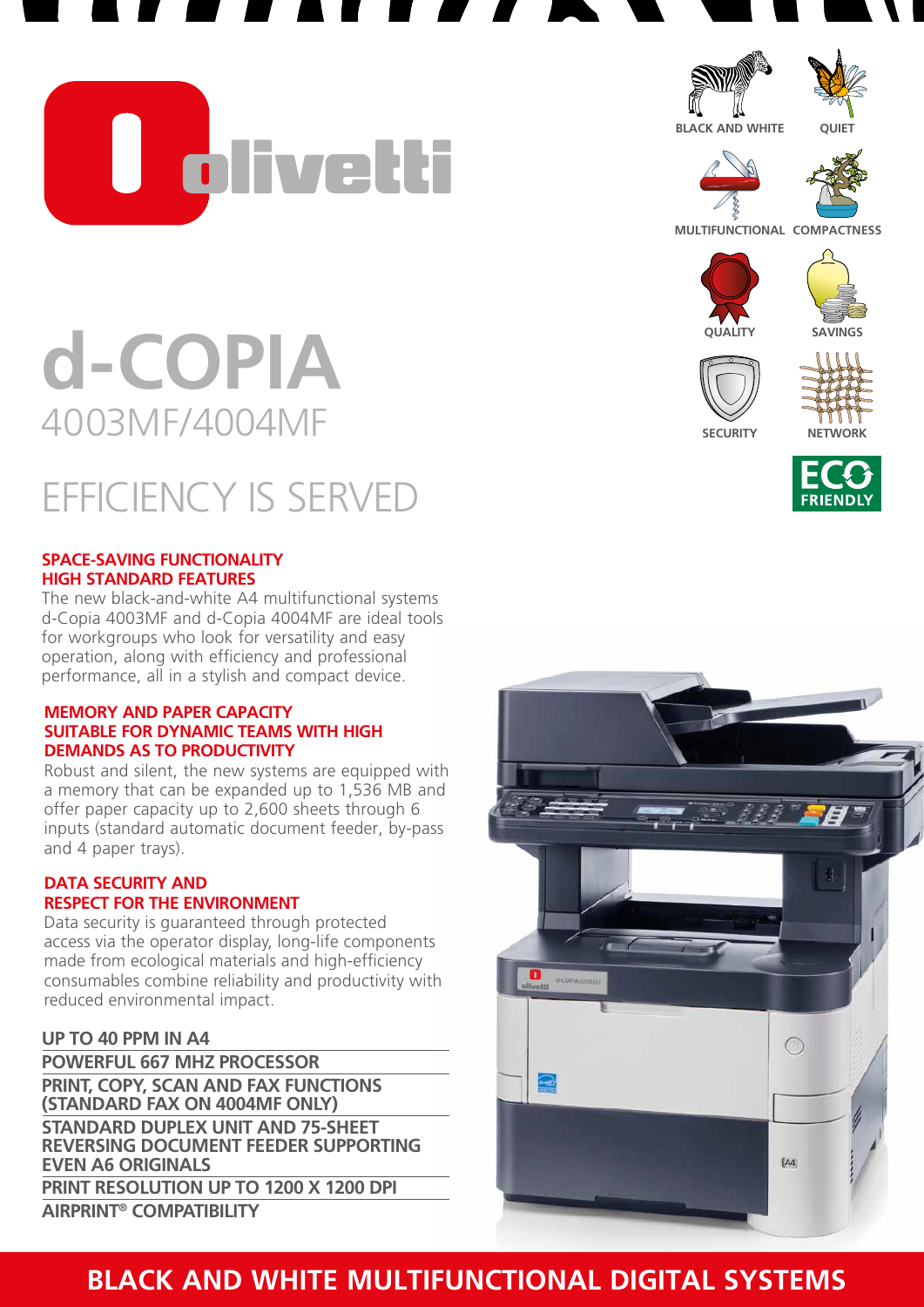# d-COPIA

## 4003MF/4004MF

## EFFICIENCY IS SERVED

BLACK AND WHITE · QUIET · MULTIFUNCTIONAL · COMPACTNESS · QUALITY · SAVINGS · SECURITY · NETWORK

ECO FRIENDLY

### SPACE-SAVING FUNCTIONALITY HIGH STANDARD FEATURES

The new black-and-white A4 multifunctional systems d-Copia 4003MF and d-Copia 4004MF are ideal tools for workgroups who look for versatility and easy operation, along with efficiency and professional performance, all in a stylish and compact device.

### MEMORY AND PAPER CAPACITY SUITABLE FOR DYNAMIC TEAMS WITH HIGH DEMANDS AS TO PRODUCTIVITY

Robust and silent, the new systems are equipped with a memory that can be expanded up to 1,536 MB and offer paper capacity up to 2,600 sheets through 6 inputs (standard automatic document feeder, by-pass and 4 paper trays).

### DATA SECURITY AND RESPECT FOR THE ENVIRONMENT

Data security is guaranteed through protected access via the operator display, long-life components made from ecological materials and high-efficiency consumables combine reliability and productivity with reduced environmental impact.

**UP TO 40 PPM IN A4**

**POWERFUL 667 MHZ PROCESSOR**

**PRINT, COPY, SCAN AND FAX FUNCTIONS (STANDARD FAX ON 4004MF ONLY)**

**STANDARD DUPLEX UNIT AND 75-SHEET REVERSING DOCUMENT FEEDER SUPPORTING EVEN A6 ORIGINALS**

**PRINT RESOLUTION UP TO 1200 X 1200 DPI**

**AIRPRINT® COMPATIBILITY**

## BLACK AND WHITE MULTIFUNCTIONAL DIGITAL SYSTEMS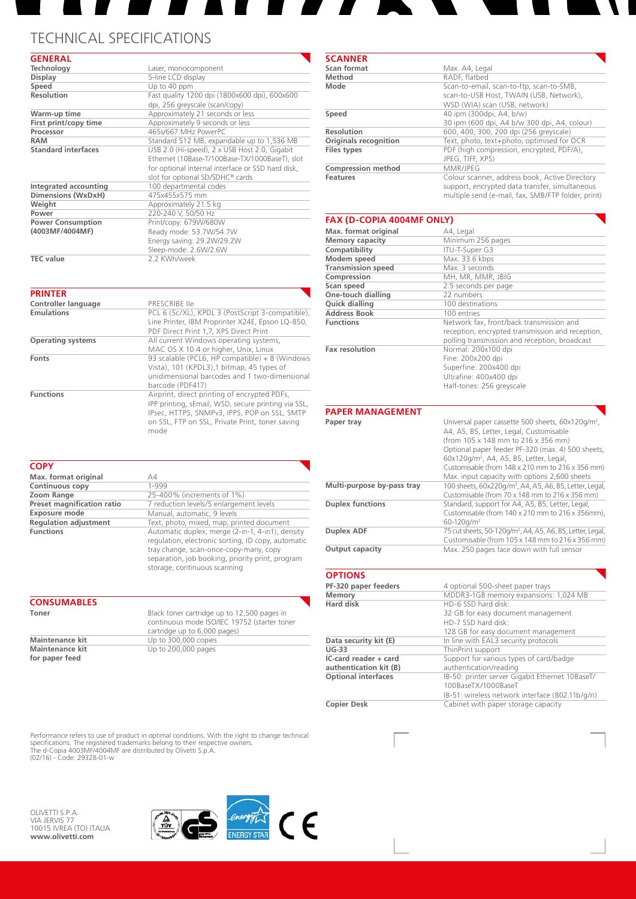# TECHNICAL SPECIFICATIONS

## GENERAL

| | |
|---|---|
| **Technology** | Laser, monocomponent |
| **Display** | 5-line LCD display |
| **Speed** | Up to 40 ppm |
| **Resolution** | Fast quality 1200 dpi (1800x600 dpi), 600x600 dpi, 256 greyscale (scan/copy) |
| **Warm-up time** | Approximately 21 seconds or less |
| **First print/copy time** | Approximately 9 seconds or less |
| **Processor** | 465s/667 MHz PowerPC |
| **RAM** | Standard 512 MB, expandable up to 1,536 MB |
| **Standard interfaces** | USB 2.0 (Hi-speed), 2 x USB Host 2.0, Gigabit Ethernet (10Base-T/100Base-TX/1000BaseT), slot for optional internal interface or SSD hard disk, slot for optional SD/SDHC® cards |
| **Integrated accounting** | 100 departmental codes |
| **Dimensions (WxDxH)** | 475x455x575 mm |
| **Weight** | Approximately 21.5 kg |
| **Power** | 220-240 V, 50/50 Hz |
| **Power Consumption (4003MF/4004MF)** | Print/copy: 679W/680W<br>Ready mode: 53.7W/54.7W<br>Energy saving: 29.2W/29.2W<br>Sleep-mode: 2.6W/2.6W |
| **TEC value** | 2.2 KWh/week |

## PRINTER

| | |
|---|---|
| **Controller language** | PRESCRIBE IIe |
| **Emulations** | PCL 6 (5c/XL), KPDL 3 (PostScript 3-compatible), Line Printer, IBM Proprinter X24E, Epson LQ-850, PDF Direct Print 1,7, XPS Direct Print |
| **Operating systems** | All current Windows operating systems, MAC OS X 10.4 or higher, Unix, Linux |
| **Fonts** | 93 scalable (PCL6, HP compatible) + 8 (Windows Vista), 101 (KPDL3),1 bitmap, 45 types of unidimensional barcodes and 1 two-dimensional barcode (PDF417) |
| **Functions** | Airprint, direct printing of encrypted PDFs, IPP printing, sEmail, WSD, secure printing via SSL, IPsec, HTTPS, SNMPv3, IPPS, POP on SSL, SMTP on SSL, FTP on SSL, Private Print, toner saving mode |

## COPY

| | |
|---|---|
| **Max. format original** | A4 |
| **Continuous copy** | 1-999 |
| **Zoom Range** | 25-400% (increments of 1%) |
| **Preset magnification ratio** | 7 reduction levels/5 enlargement levels |
| **Exposure mode** | Manual, automatic, 9 levels |
| **Regulation adjustment** | Text, photo, mixed, map, printed document |
| **Functions** | Automatic duplex, merge (2-in-1, 4-in1), density regulation, electronic sorting, ID copy, automatic tray change, scan-once-copy-many, copy separation, job booking, priority print, program storage, continuous scanning |

## CONSUMABLES

| | |
|---|---|
| **Toner** | Black toner cartridge up to 12,500 pages in continuous mode ISO/IEC 19752 (starter toner cartridge up to 6,000 pages) |
| **Maintenance kit** | Up to 300,000 copies |
| **Maintenance kit for paper feed** | Up to 200,000 pages |

## SCANNER

| | |
|---|---|
| **Scan format** | Max. A4, Legal |
| **Method** | RADF, flatbed |
| **Mode** | Scan-to-email, scan-to-ftp, scan-to-SMB, scan-to-USB Host, TWAIN (USB, Network), WSD (WIA) scan (USB, network) |
| **Speed** | 40 ipm (300dpi, A4, b/w)<br>30 ipm (600 dpi, A4 b/w 300 dpi, A4, colour) |
| **Resolution** | 600, 400, 300, 200 dpi (256 greyscale) |
| **Originals recognition** | Text, photo, text+photo, optimised for OCR |
| **Files types** | PDF (high compression, encrypted, PDF/A), JPEG, TIFF, XPS) |
| **Compression method** | MMR/JPEG |
| **Features** | Colour scanner, address book, Active Directory support, encrypted data transfer, simultaneous multiple send (e-mail, fax, SMB/FTP folder, print) |

## FAX (D-COPIA 4004MF ONLY)

| | |
|---|---|
| **Max. format original** | A4, Legal |
| **Memory capacity** | Minimum 256 pages |
| **Compatibility** | ITU-T-Super G3 |
| **Modem speed** | Max. 33.6 kbps |
| **Transmission speed** | Max. 3 seconds |
| **Compression** | MH, MR, MMR, JBIG |
| **Scan speed** | 2.5 seconds per page |
| **One-touch dialling** | 22 numbers |
| **Quick dialling** | 100 destinations |
| **Address Book** | 100 entries |
| **Functions** | Network fax, front/back transmission and reception, encrypted transmission and reception, polling transmission and reception, broadcast |
| **Fax resolution** | Normal: 200x100 dpi<br>Fine: 200x200 dpi<br>Superfine: 200x400 dpi<br>Ultrafine: 400x400 dpi<br>Half-tones: 256 greyscale |

## PAPER MANAGEMENT

| | |
|---|---|
| **Paper tray** | Universal paper cassette 500 sheets, 60x120g/m², A4, A5, B5, Letter, Legal, Customisable (from 105 x 148 mm to 216 x 356 mm)<br>Optional paper feeder PF-320 (max. 4) 500 sheets, 60x120g/m², A4, A5, B5, Letter, Legal, Customisable (from 148 x 210 mm to 216 x 356 mm)<br>Max. input capacity with options 2,600 sheets |
| **Multi-purpose by-pass tray** | 100 sheets, 60x220g/m², A4, A5, A6, B5, Letter, Legal, Customisable (from 70 x 148 mm to 216 x 356 mm) |
| **Duplex functions** | Standard, support for A4, A5, B5, Letter, Legal, Customisable (from 140 x 210 mm to 216 x 356mm), 60-120g/m² |
| **Duplex ADF** | 75 cut sheets, 50-120g/m², A4, A5, A6, B5, Letter, Legal, Customisable (from 105 x 148 mm to 216 x 356 mm) |
| **Output capacity** | Max. 250 pages face down with full sensor |

## OPTIONS

| | |
|---|---|
| **PF-320 paper feeders** | 4 optional 500-sheet paper trays |
| **Memory** | MDDR3-1GB memory expansions: 1,024 MB |
| **Hard disk** | HD-6 SSD hard disk:<br>32 GB for easy document management<br>HD-7 SSD hard disk:<br>128 GB for easy document management |
| **Data security kit (E)** | In line with EAL3 security protocols |
| **UG-33** | ThinPrint support |
| **IC-card reader + card authentication kit (B)** | Support for various types of card/badge authentication/reading |
| **Optional interfaces** | IB-50: printer server Gigabit Ethernet 10BaseT/100BaseTX/1000BaseT<br>IB-51: wireless network interface (802.11b/g/n) |
| **Copier Desk** | Cabinet with paper storage capacity |

Performance refers to use of product in optimal conditions. With the right to change technical specifications. The registered trademarks belong to their respective owners.
The d-Copia 4003MF/4004MF are distributed by Olivetti S.p.A.
(02/16) - Code: 29328-01-w

OLIVETTI S.P.A.
VIA JERVIS 77
10015 IVREA (TO) ITALIA
**www.olivetti.com**